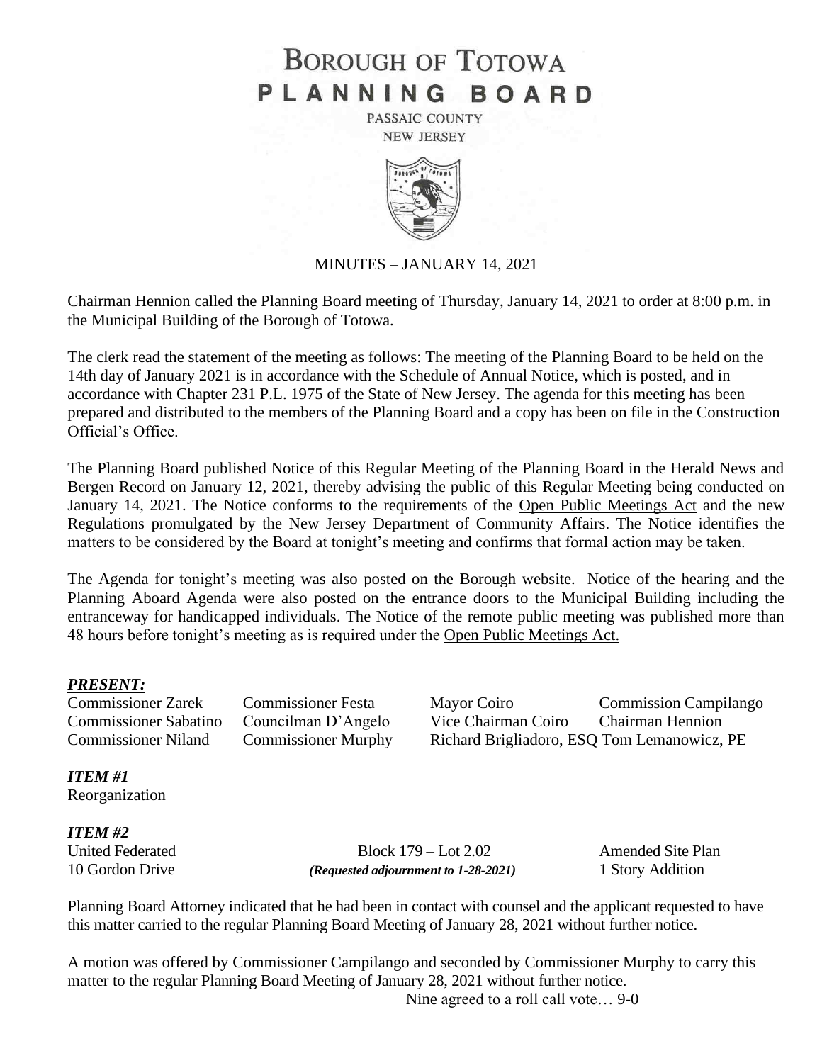# BOROUGH OF TOTOWA
# PLANNING BOARD

PASSAIC COUNTY
NEW JERSEY

MINUTES – JANUARY 14, 2021

Chairman Hennion called the Planning Board meeting of Thursday, January 14, 2021 to order at 8:00 p.m. in the Municipal Building of the Borough of Totowa.

The clerk read the statement of the meeting as follows: The meeting of the Planning Board to be held on the 14th day of January 2021 is in accordance with the Schedule of Annual Notice, which is posted, and in accordance with Chapter 231 P.L. 1975 of the State of New Jersey. The agenda for this meeting has been prepared and distributed to the members of the Planning Board and a copy has been on file in the Construction Official's Office.

The Planning Board published Notice of this Regular Meeting of the Planning Board in the Herald News and Bergen Record on January 12, 2021, thereby advising the public of this Regular Meeting being conducted on January 14, 2021. The Notice conforms to the requirements of the Open Public Meetings Act and the new Regulations promulgated by the New Jersey Department of Community Affairs. The Notice identifies the matters to be considered by the Board at tonight's meeting and confirms that formal action may be taken.

The Agenda for tonight's meeting was also posted on the Borough website. Notice of the hearing and the Planning Aboard Agenda were also posted on the entrance doors to the Municipal Building including the entranceway for handicapped individuals. The Notice of the remote public meeting was published more than 48 hours before tonight's meeting as is required under the Open Public Meetings Act.

***PRESENT:***

| | | | |
|---|---|---|---|
| Commissioner Zarek | Commissioner Festa | Mayor Coiro | Commission Campilango |
| Commissioner Sabatino | Councilman D'Angelo | Vice Chairman Coiro | Chairman Hennion |
| Commissioner Niland | Commissioner Murphy | Richard Brigliadoro, ESQ | Tom Lemanowicz, PE |

***ITEM #1***
Reorganization

***ITEM #2***

| | | |
|---|---|---|
| United Federated | Block 179 – Lot 2.02 | Amended Site Plan |
| 10 Gordon Drive | ***(Requested adjournment to 1-28-2021)*** | 1 Story Addition |

Planning Board Attorney indicated that he had been in contact with counsel and the applicant requested to have this matter carried to the regular Planning Board Meeting of January 28, 2021 without further notice.

A motion was offered by Commissioner Campilango and seconded by Commissioner Murphy to carry this matter to the regular Planning Board Meeting of January 28, 2021 without further notice.

Nine agreed to a roll call vote… 9-0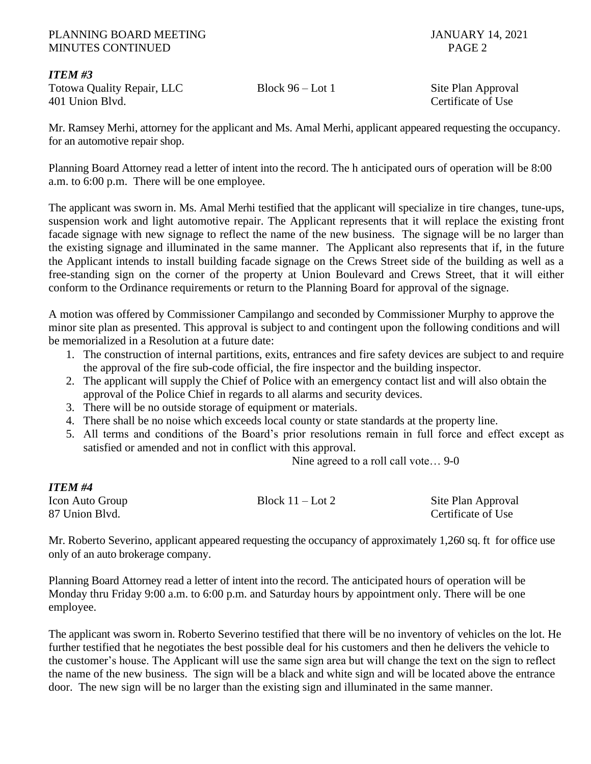### *ITEM #3*

Totowa Quality Repair, LLC — Block 96 – Lot 1 — Site Plan Approval
401 Union Blvd. — Certificate of Use

Mr. Ramsey Merhi, attorney for the applicant and Ms. Amal Merhi, applicant appeared requesting the occupancy. for an automotive repair shop.

Planning Board Attorney read a letter of intent into the record. The h anticipated ours of operation will be 8:00 a.m. to 6:00 p.m. There will be one employee.

The applicant was sworn in. Ms. Amal Merhi testified that the applicant will specialize in tire changes, tune-ups, suspension work and light automotive repair. The Applicant represents that it will replace the existing front facade signage with new signage to reflect the name of the new business. The signage will be no larger than the existing signage and illuminated in the same manner. The Applicant also represents that if, in the future the Applicant intends to install building facade signage on the Crews Street side of the building as well as a free-standing sign on the corner of the property at Union Boulevard and Crews Street, that it will either conform to the Ordinance requirements or return to the Planning Board for approval of the signage.

A motion was offered by Commissioner Campilango and seconded by Commissioner Murphy to approve the minor site plan as presented. This approval is subject to and contingent upon the following conditions and will be memorialized in a Resolution at a future date:

1. The construction of internal partitions, exits, entrances and fire safety devices are subject to and require the approval of the fire sub-code official, the fire inspector and the building inspector.
2. The applicant will supply the Chief of Police with an emergency contact list and will also obtain the approval of the Police Chief in regards to all alarms and security devices.
3. There will be no outside storage of equipment or materials.
4. There shall be no noise which exceeds local county or state standards at the property line.
5. All terms and conditions of the Board's prior resolutions remain in full force and effect except as satisfied or amended and not in conflict with this approval.

Nine agreed to a roll call vote… 9-0

### *ITEM #4*

Icon Auto Group — Block 11 – Lot 2 — Site Plan Approval
87 Union Blvd. — Certificate of Use

Mr. Roberto Severino, applicant appeared requesting the occupancy of approximately 1,260 sq. ft for office use only of an auto brokerage company.

Planning Board Attorney read a letter of intent into the record. The anticipated hours of operation will be Monday thru Friday 9:00 a.m. to 6:00 p.m. and Saturday hours by appointment only. There will be one employee.

The applicant was sworn in. Roberto Severino testified that there will be no inventory of vehicles on the lot. He further testified that he negotiates the best possible deal for his customers and then he delivers the vehicle to the customer's house. The Applicant will use the same sign area but will change the text on the sign to reflect the name of the new business. The sign will be a black and white sign and will be located above the entrance door. The new sign will be no larger than the existing sign and illuminated in the same manner.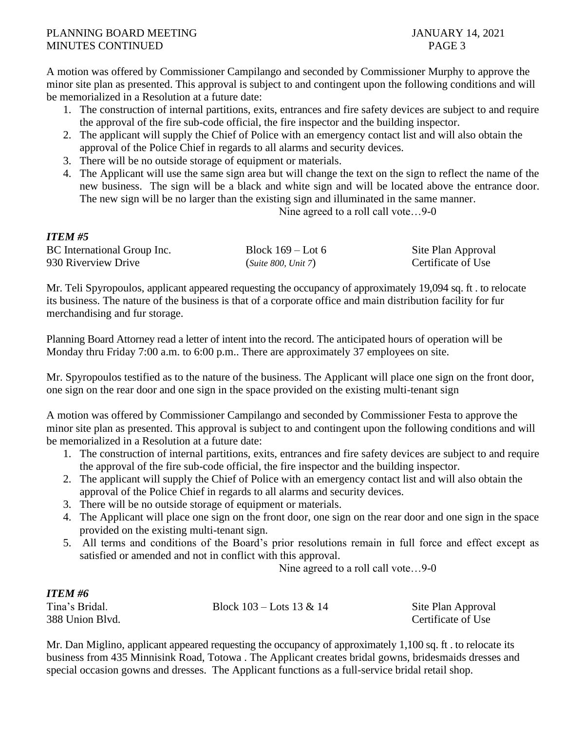A motion was offered by Commissioner Campilango and seconded by Commissioner Murphy to approve the minor site plan as presented. This approval is subject to and contingent upon the following conditions and will be memorialized in a Resolution at a future date:

1. The construction of internal partitions, exits, entrances and fire safety devices are subject to and require the approval of the fire sub-code official, the fire inspector and the building inspector.
2. The applicant will supply the Chief of Police with an emergency contact list and will also obtain the approval of the Police Chief in regards to all alarms and security devices.
3. There will be no outside storage of equipment or materials.
4. The Applicant will use the same sign area but will change the text on the sign to reflect the name of the new business. The sign will be a black and white sign and will be located above the entrance door. The new sign will be no larger than the existing sign and illuminated in the same manner.

Nine agreed to a roll call vote…9-0

***ITEM #5***

| | | |
|---|---|---|
| BC International Group Inc. | Block 169 – Lot 6 | Site Plan Approval |
| 930 Riverview Drive | (*Suite 800, Unit 7*) | Certificate of Use |

Mr. Teli Spyropoulos, applicant appeared requesting the occupancy of approximately 19,094 sq. ft . to relocate its business. The nature of the business is that of a corporate office and main distribution facility for fur merchandising and fur storage.

Planning Board Attorney read a letter of intent into the record. The anticipated hours of operation will be Monday thru Friday 7:00 a.m. to 6:00 p.m.. There are approximately 37 employees on site.

Mr. Spyropoulos testified as to the nature of the business. The Applicant will place one sign on the front door, one sign on the rear door and one sign in the space provided on the existing multi-tenant sign

A motion was offered by Commissioner Campilango and seconded by Commissioner Festa to approve the minor site plan as presented. This approval is subject to and contingent upon the following conditions and will be memorialized in a Resolution at a future date:

1. The construction of internal partitions, exits, entrances and fire safety devices are subject to and require the approval of the fire sub-code official, the fire inspector and the building inspector.
2. The applicant will supply the Chief of Police with an emergency contact list and will also obtain the approval of the Police Chief in regards to all alarms and security devices.
3. There will be no outside storage of equipment or materials.
4. The Applicant will place one sign on the front door, one sign on the rear door and one sign in the space provided on the existing multi-tenant sign.
5. All terms and conditions of the Board's prior resolutions remain in full force and effect except as satisfied or amended and not in conflict with this approval.

Nine agreed to a roll call vote…9-0

***ITEM #6***

| | | |
|---|---|---|
| Tina's Bridal. | Block 103 – Lots 13 & 14 | Site Plan Approval |
| 388 Union Blvd. | | Certificate of Use |

Mr. Dan Miglino, applicant appeared requesting the occupancy of approximately 1,100 sq. ft . to relocate its business from 435 Minnisink Road, Totowa . The Applicant creates bridal gowns, bridesmaids dresses and special occasion gowns and dresses. The Applicant functions as a full-service bridal retail shop.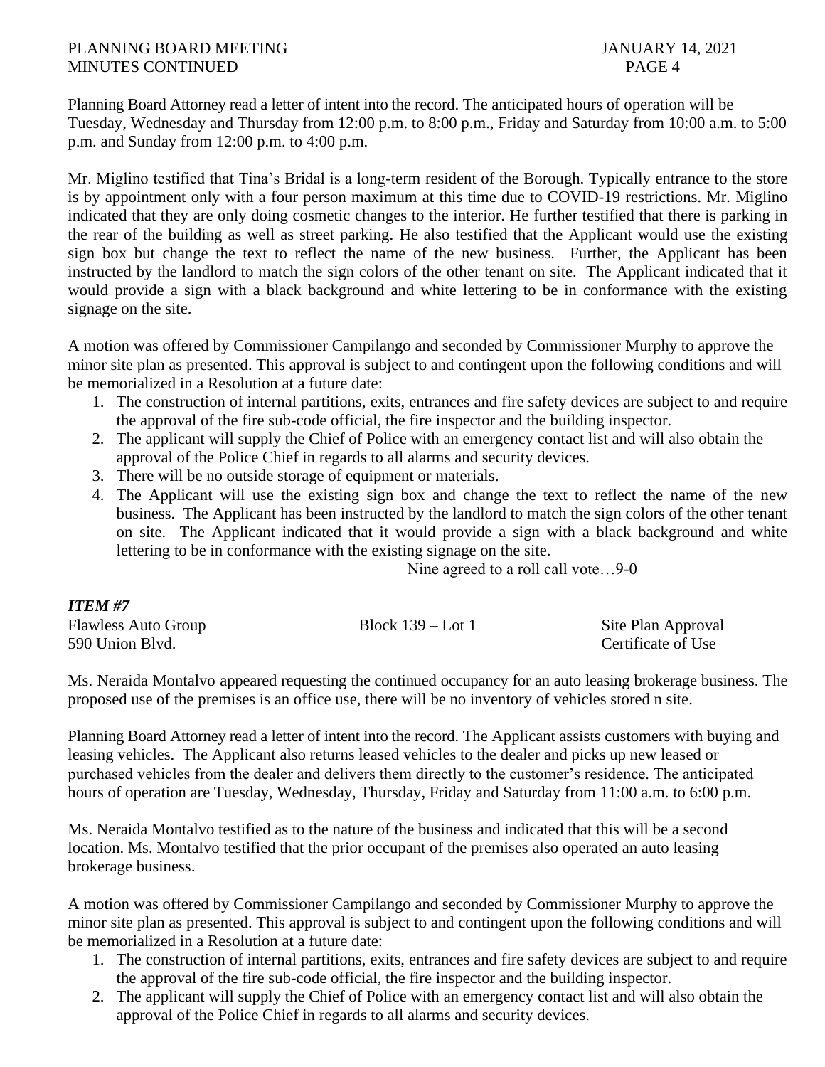Planning Board Attorney read a letter of intent into the record. The anticipated hours of operation will be Tuesday, Wednesday and Thursday from 12:00 p.m. to 8:00 p.m., Friday and Saturday from 10:00 a.m. to 5:00 p.m. and Sunday from 12:00 p.m. to 4:00 p.m.

Mr. Miglino testified that Tina's Bridal is a long-term resident of the Borough. Typically entrance to the store is by appointment only with a four person maximum at this time due to COVID-19 restrictions. Mr. Miglino indicated that they are only doing cosmetic changes to the interior. He further testified that there is parking in the rear of the building as well as street parking. He also testified that the Applicant would use the existing sign box but change the text to reflect the name of the new business. Further, the Applicant has been instructed by the landlord to match the sign colors of the other tenant on site. The Applicant indicated that it would provide a sign with a black background and white lettering to be in conformance with the existing signage on the site.

A motion was offered by Commissioner Campilango and seconded by Commissioner Murphy to approve the minor site plan as presented. This approval is subject to and contingent upon the following conditions and will be memorialized in a Resolution at a future date:

1. The construction of internal partitions, exits, entrances and fire safety devices are subject to and require the approval of the fire sub-code official, the fire inspector and the building inspector.
2. The applicant will supply the Chief of Police with an emergency contact list and will also obtain the approval of the Police Chief in regards to all alarms and security devices.
3. There will be no outside storage of equipment or materials.
4. The Applicant will use the existing sign box and change the text to reflect the name of the new business. The Applicant has been instructed by the landlord to match the sign colors of the other tenant on site. The Applicant indicated that it would provide a sign with a black background and white lettering to be in conformance with the existing signage on the site.

Nine agreed to a roll call vote…9-0

***ITEM #7***

| | | |
|---|---|---|
| Flawless Auto Group | Block 139 – Lot 1 | Site Plan Approval |
| 590 Union Blvd. | | Certificate of Use |

Ms. Neraida Montalvo appeared requesting the continued occupancy for an auto leasing brokerage business. The proposed use of the premises is an office use, there will be no inventory of vehicles stored n site.

Planning Board Attorney read a letter of intent into the record. The Applicant assists customers with buying and leasing vehicles. The Applicant also returns leased vehicles to the dealer and picks up new leased or purchased vehicles from the dealer and delivers them directly to the customer's residence. The anticipated hours of operation are Tuesday, Wednesday, Thursday, Friday and Saturday from 11:00 a.m. to 6:00 p.m.

Ms. Neraida Montalvo testified as to the nature of the business and indicated that this will be a second location. Ms. Montalvo testified that the prior occupant of the premises also operated an auto leasing brokerage business.

A motion was offered by Commissioner Campilango and seconded by Commissioner Murphy to approve the minor site plan as presented. This approval is subject to and contingent upon the following conditions and will be memorialized in a Resolution at a future date:

1. The construction of internal partitions, exits, entrances and fire safety devices are subject to and require the approval of the fire sub-code official, the fire inspector and the building inspector.
2. The applicant will supply the Chief of Police with an emergency contact list and will also obtain the approval of the Police Chief in regards to all alarms and security devices.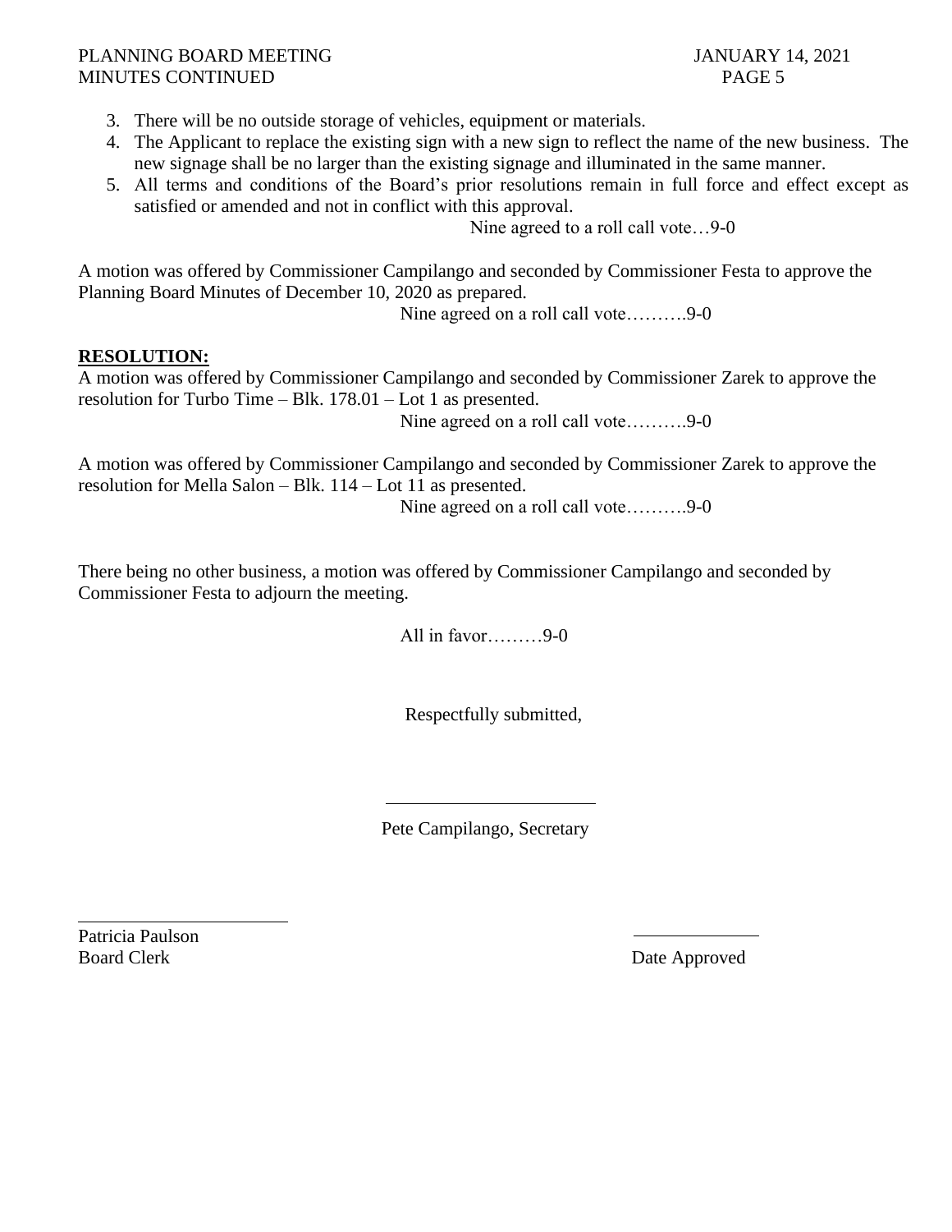3. There will be no outside storage of vehicles, equipment or materials.
4. The Applicant to replace the existing sign with a new sign to reflect the name of the new business. The new signage shall be no larger than the existing signage and illuminated in the same manner.
5. All terms and conditions of the Board's prior resolutions remain in full force and effect except as satisfied or amended and not in conflict with this approval.

Nine agreed to a roll call vote…9-0

A motion was offered by Commissioner Campilango and seconded by Commissioner Festa to approve the Planning Board Minutes of December 10, 2020 as prepared.

Nine agreed on a roll call vote……….9-0

**RESOLUTION:**

A motion was offered by Commissioner Campilango and seconded by Commissioner Zarek to approve the resolution for Turbo Time – Blk. 178.01 – Lot 1 as presented.

Nine agreed on a roll call vote……….9-0

A motion was offered by Commissioner Campilango and seconded by Commissioner Zarek to approve the resolution for Mella Salon – Blk. 114 – Lot 11 as presented.

Nine agreed on a roll call vote……….9-0

There being no other business, a motion was offered by Commissioner Campilango and seconded by Commissioner Festa to adjourn the meeting.

All in favor………9-0

Respectfully submitted,

Pete Campilango, Secretary

Patricia Paulson
Board Clerk

Date Approved